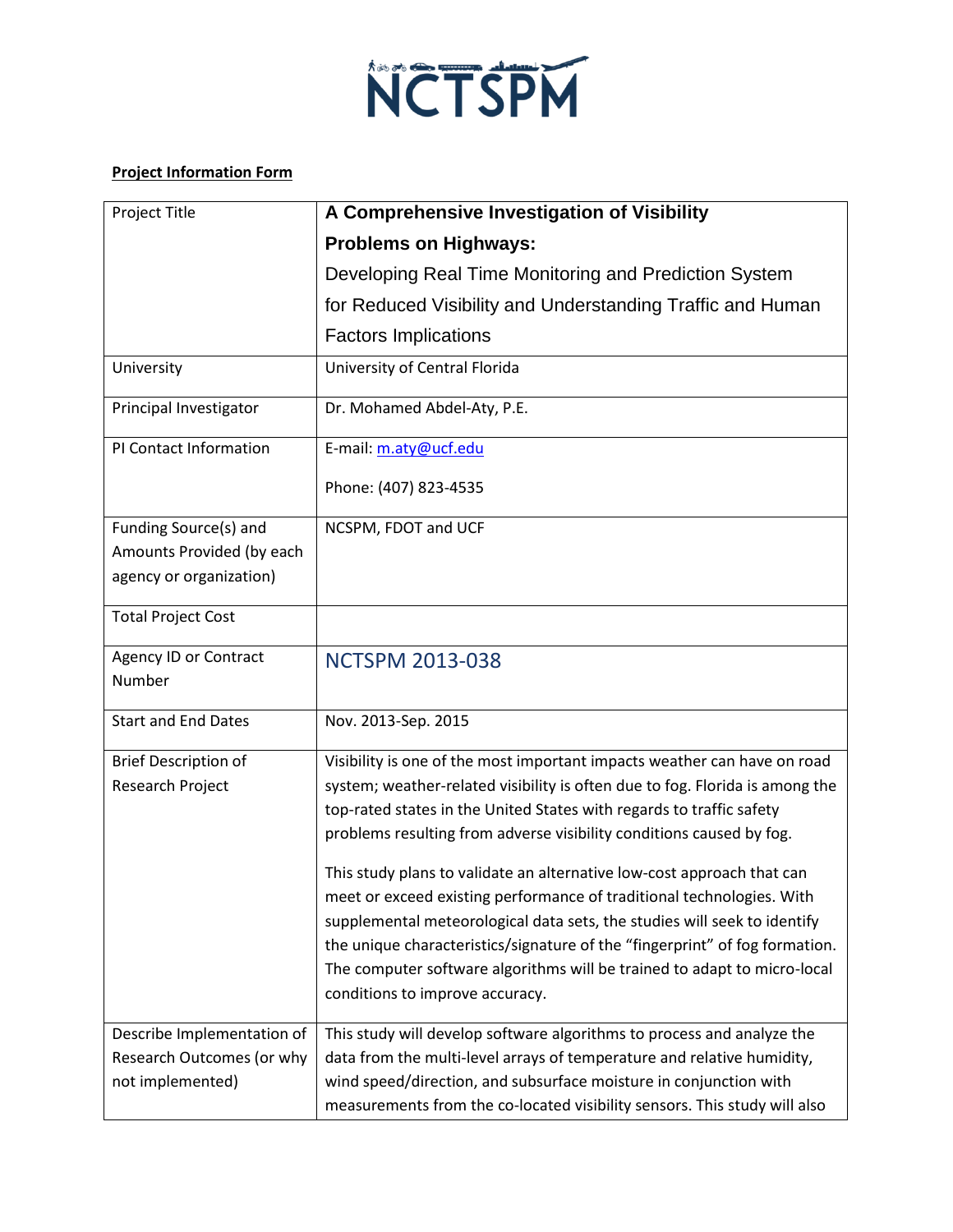NCTSPM

**Project Information Form**

| | |
|---|---|
| Project Title | **A Comprehensive Investigation of Visibility Problems on Highways:** Developing Real Time Monitoring and Prediction System for Reduced Visibility and Understanding Traffic and Human Factors Implications |
| University | University of Central Florida |
| Principal Investigator | Dr. Mohamed Abdel-Aty, P.E. |
| PI Contact Information | E-mail: m.aty@ucf.edu<br><br>Phone: (407) 823-4535 |
| Funding Source(s) and Amounts Provided (by each agency or organization) | NCSPM, FDOT and UCF |
| Total Project Cost | |
| Agency ID or Contract Number | NCTSPM 2013-038 |
| Start and End Dates | Nov. 2013-Sep. 2015 |
| Brief Description of Research Project | Visibility is one of the most important impacts weather can have on road system; weather-related visibility is often due to fog. Florida is among the top-rated states in the United States with regards to traffic safety problems resulting from adverse visibility conditions caused by fog.<br><br>This study plans to validate an alternative low-cost approach that can meet or exceed existing performance of traditional technologies. With supplemental meteorological data sets, the studies will seek to identify the unique characteristics/signature of the "fingerprint" of fog formation. The computer software algorithms will be trained to adapt to micro-local conditions to improve accuracy. |
| Describe Implementation of Research Outcomes (or why not implemented) | This study will develop software algorithms to process and analyze the data from the multi-level arrays of temperature and relative humidity, wind speed/direction, and subsurface moisture in conjunction with measurements from the co-located visibility sensors. This study will also |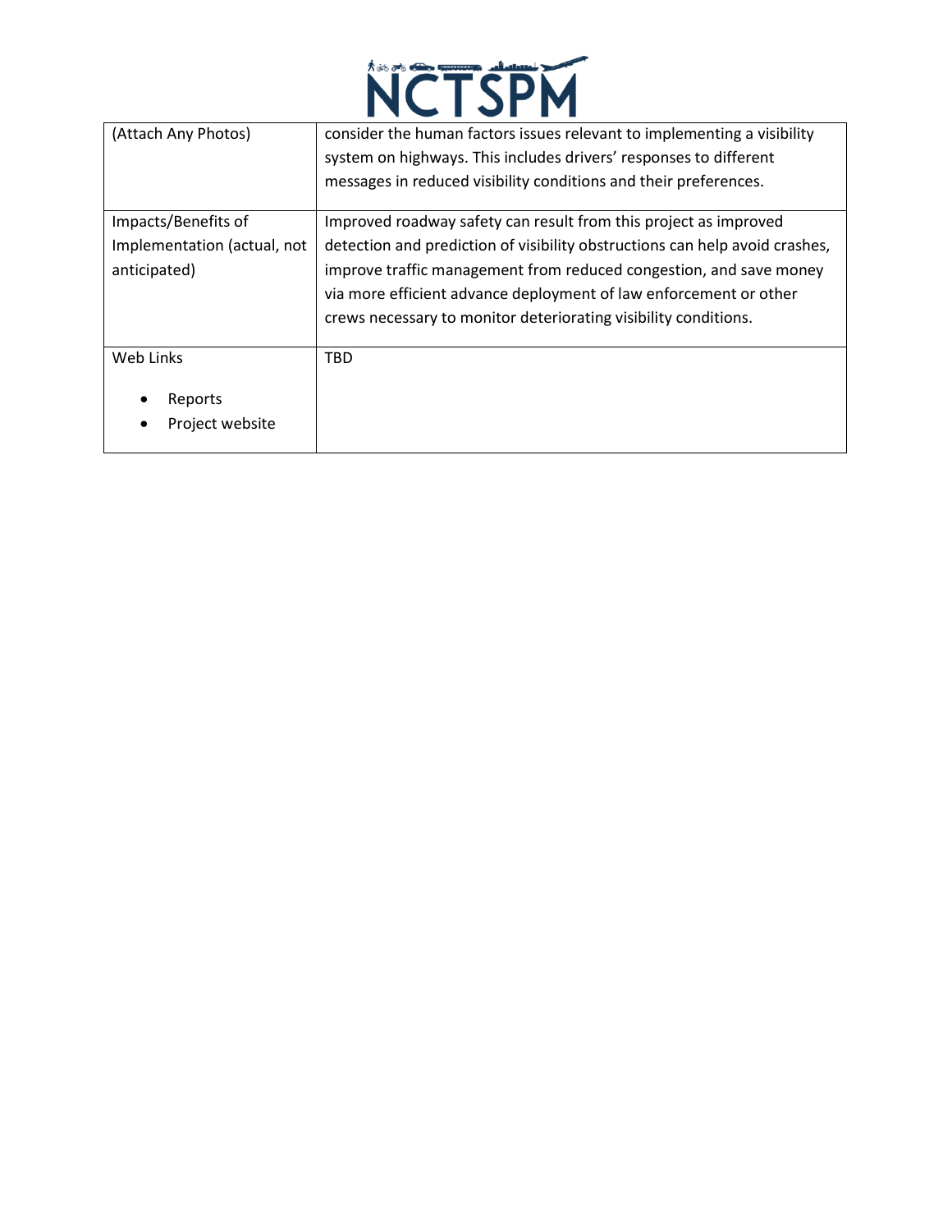| | |
|---|---|
| (Attach Any Photos) | consider the human factors issues relevant to implementing a visibility system on highways. This includes drivers' responses to different messages in reduced visibility conditions and their preferences. |
| Impacts/Benefits of Implementation (actual, not anticipated) | Improved roadway safety can result from this project as improved detection and prediction of visibility obstructions can help avoid crashes, improve traffic management from reduced congestion, and save money via more efficient advance deployment of law enforcement or other crews necessary to monitor deteriorating visibility conditions. |
| Web Links<br><br>• Reports<br>• Project website | TBD |